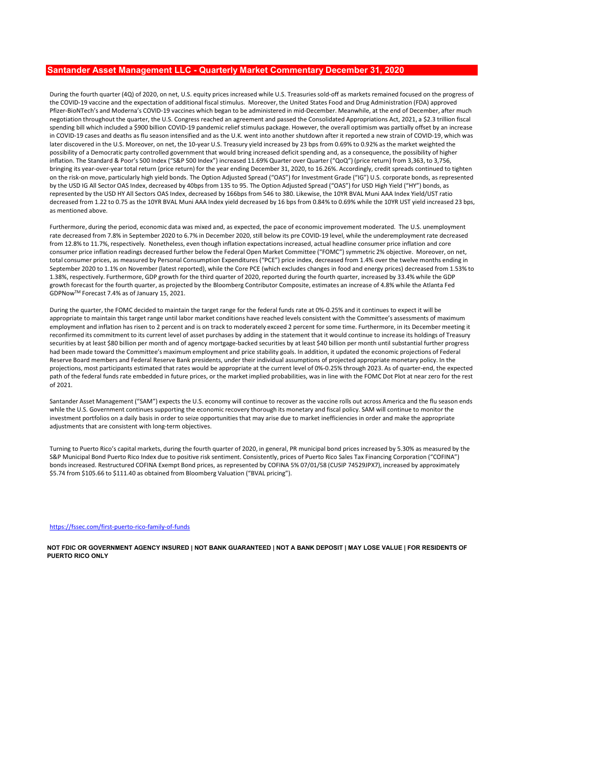# Santander Asset Management LLC - Quarterly Market Commentary December 31, 2020

During the fourth quarter (4Q) of 2020, on net, U.S. equity prices increased while U.S. Treasuries sold-off as markets remained focused on the progress of the COVID-19 vaccine and the expectation of additional fiscal stimulus. Moreover, the United States Food and Drug Administration (FDA) approved Pfizer-BioNTech's and Moderna's COVID-19 vaccines which began to be administered in mid-December. Meanwhile, at the end of December, after much negotiation throughout the quarter, the U.S. Congress reached an agreement and passed the Consolidated Appropriations Act, 2021, a $2.3 trillion fiscal spending bill which included a $900 billion COVID-19 pandemic relief stimulus package. However, the overall optimism was partially offset by an increase in COVID-19 cases and deaths as flu season intensified and as the U.K. went into another shutdown after it reported a new strain of COVID-19, which was later discovered in the U.S. Moreover, on net, the 10-year U.S. Treasury yield increased by 23 bps from 0.69% to 0.92% as the market weighted the possibility of a Democratic party controlled government that would bring increased deficit spending and, as a consequence, the possibility of higher inflation. The Standard & Poor's 500 Index ("S&P 500 Index") increased 11.69% Quarter over Quarter ("QoQ") (price return) from 3,363, to 3,756, bringing its year-over-year total return (price return) for the year ending December 31, 2020, to 16.26%. Accordingly, credit spreads continued to tighten on the risk-on move, particularly high yield bonds. The Option Adjusted Spread ("OAS") for Investment Grade ("IG") U.S. corporate bonds, as represented by the USD IG All Sector OAS Index, decreased by 40bps from 135 to 95. The Option Adjusted Spread ("OAS") for USD High Yield ("HY") bonds, as represented by the USD HY All Sectors OAS Index, decreased by 166bps from 546 to 380. Likewise, the 10YR BVAL Muni AAA Index Yield/UST ratio decreased from 1.22 to 0.75 as the 10YR BVAL Muni AAA Index yield decreased by 16 bps from 0.84% to 0.69% while the 10YR UST yield increased 23 bps, as mentioned above.

Furthermore, during the period, economic data was mixed and, as expected, the pace of economic improvement moderated. The U.S. unemployment rate decreased from 7.8% in September 2020 to 6.7% in December 2020, still below its pre COVID-19 level, while the underemployment rate decreased from 12.8% to 11.7%, respectively. Nonetheless, even though inflation expectations increased, actual headline consumer price inflation and core consumer price inflation readings decreased further below the Federal Open Market Committee ("FOMC") symmetric 2% objective. Moreover, on net, total consumer prices, as measured by Personal Consumption Expenditures ("PCE") price index, decreased from 1.4% over the twelve months ending in September 2020 to 1.1% on November (latest reported), while the Core PCE (which excludes changes in food and energy prices) decreased from 1.53% to 1.38%, respectively. Furthermore, GDP growth for the third quarter of 2020, reported during the fourth quarter, increased by 33.4% while the GDP growth forecast for the fourth quarter, as projected by the Bloomberg Contributor Composite, estimates an increase of 4.8% while the Atlanta Fed GDPNow™ Forecast 7.4% as of January 15, 2021.

During the quarter, the FOMC decided to maintain the target range for the federal funds rate at 0%-0.25% and it continues to expect it will be appropriate to maintain this target range until labor market conditions have reached levels consistent with the Committee's assessments of maximum employment and inflation has risen to 2 percent and is on track to moderately exceed 2 percent for some time. Furthermore, in its December meeting it reconfirmed its commitment to its current level of asset purchases by adding in the statement that it would continue to increase its holdings of Treasury securities by at least $80 billion per month and of agency mortgage-backed securities by at least $40 billion per month until substantial further progress had been made toward the Committee's maximum employment and price stability goals. In addition, it updated the economic projections of Federal Reserve Board members and Federal Reserve Bank presidents, under their individual assumptions of projected appropriate monetary policy. In the projections, most participants estimated that rates would be appropriate at the current level of 0%-0.25% through 2023. As of quarter-end, the expected path of the federal funds rate embedded in future prices, or the market implied probabilities, was in line with the FOMC Dot Plot at near zero for the rest of 2021.

Santander Asset Management ("SAM") expects the U.S. economy will continue to recover as the vaccine rolls out across America and the flu season ends while the U.S. Government continues supporting the economic recovery thorough its monetary and fiscal policy. SAM will continue to monitor the investment portfolios on a daily basis in order to seize opportunities that may arise due to market inefficiencies in order and make the appropriate adjustments that are consistent with long-term objectives.

Turning to Puerto Rico's capital markets, during the fourth quarter of 2020, in general, PR municipal bond prices increased by 5.30% as measured by the S&P Municipal Bond Puerto Rico Index due to positive risk sentiment. Consistently, prices of Puerto Rico Sales Tax Financing Corporation ("COFINA") bonds increased. Restructured COFINA Exempt Bond prices, as represented by COFINA 5% 07/01/58 (CUSIP 74529JPX7), increased by approximately $5.74 from $105.66 to $111.40 as obtained from Bloomberg Valuation ("BVAL pricing").

https://fssec.com/first-puerto-rico-family-of-funds

**NOT FDIC OR GOVERNMENT AGENCY INSURED | NOT BANK GUARANTEED | NOT A BANK DEPOSIT | MAY LOSE VALUE | FOR RESIDENTS OF PUERTO RICO ONLY**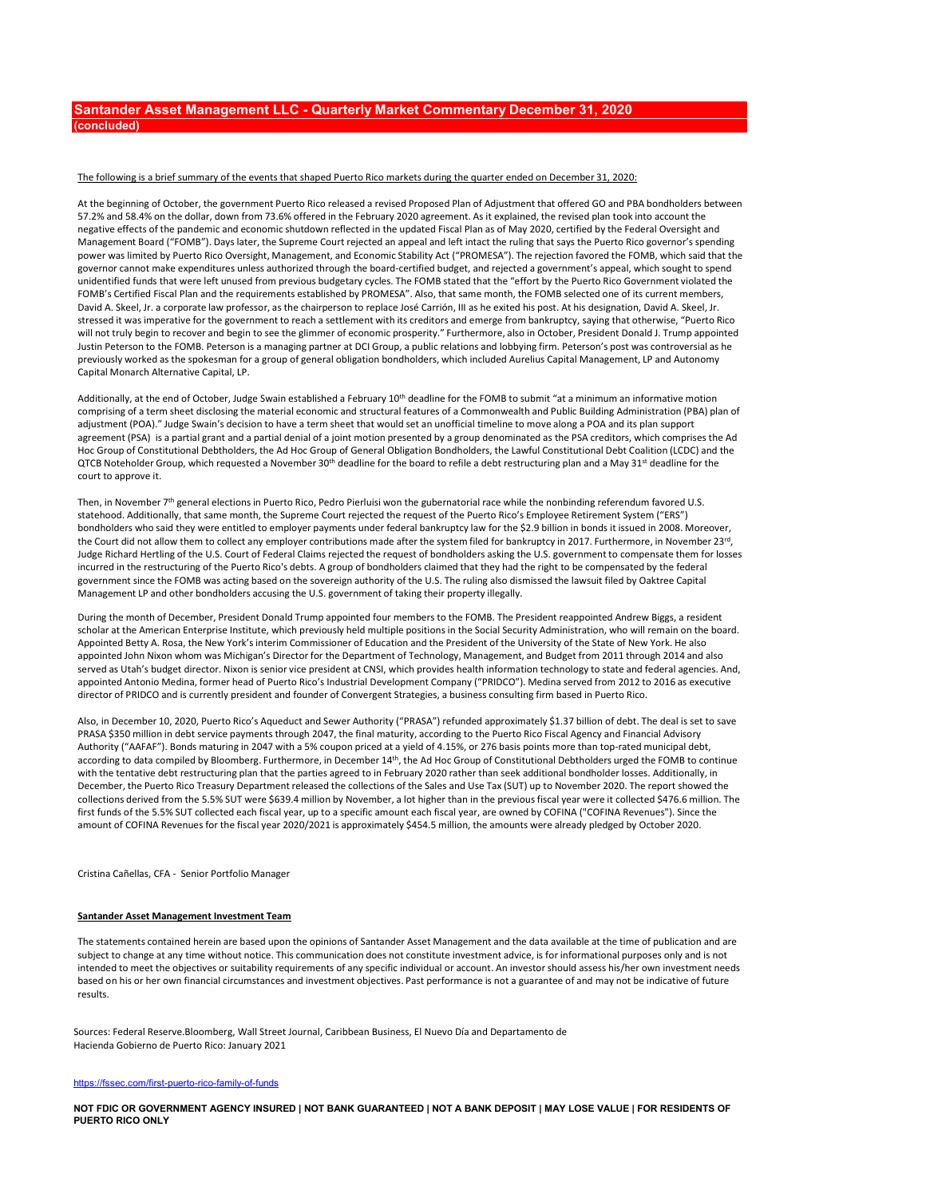## Santander Asset Management LLC - Quarterly Market Commentary December 31, 2020 (concluded)

The following is a brief summary of the events that shaped Puerto Rico markets during the quarter ended on December 31, 2020:

At the beginning of October, the government Puerto Rico released a revised Proposed Plan of Adjustment that offered GO and PBA bondholders between 57.2% and 58.4% on the dollar, down from 73.6% offered in the February 2020 agreement. As it explained, the revised plan took into account the negative effects of the pandemic and economic shutdown reflected in the updated Fiscal Plan as of May 2020, certified by the Federal Oversight and Management Board ("FOMB"). Days later, the Supreme Court rejected an appeal and left intact the ruling that says the Puerto Rico governor's spending power was limited by Puerto Rico Oversight, Management, and Economic Stability Act ("PROMESA"). The rejection favored the FOMB, which said that the governor cannot make expenditures unless authorized through the board-certified budget, and rejected a government's appeal, which sought to spend unidentified funds that were left unused from previous budgetary cycles. The FOMB stated that the "effort by the Puerto Rico Government violated the FOMB's Certified Fiscal Plan and the requirements established by PROMESA". Also, that same month, the FOMB selected one of its current members, David A. Skeel, Jr. a corporate law professor, as the chairperson to replace José Carrión, III as he exited his post. At his designation, David A. Skeel, Jr. stressed it was imperative for the government to reach a settlement with its creditors and emerge from bankruptcy, saying that otherwise, "Puerto Rico will not truly begin to recover and begin to see the glimmer of economic prosperity." Furthermore, also in October, President Donald J. Trump appointed Justin Peterson to the FOMB. Peterson is a managing partner at DCI Group, a public relations and lobbying firm. Peterson's post was controversial as he previously worked as the spokesman for a group of general obligation bondholders, which included Aurelius Capital Management, LP and Autonomy Capital Monarch Alternative Capital, LP.

Additionally, at the end of October, Judge Swain established a February 10th deadline for the FOMB to submit "at a minimum an informative motion comprising of a term sheet disclosing the material economic and structural features of a Commonwealth and Public Building Administration (PBA) plan of adjustment (POA)." Judge Swain's decision to have a term sheet that would set an unofficial timeline to move along a POA and its plan support agreement (PSA) is a partial grant and a partial denial of a joint motion presented by a group denominated as the PSA creditors, which comprises the Ad Hoc Group of Constitutional Debtholders, the Ad Hoc Group of General Obligation Bondholders, the Lawful Constitutional Debt Coalition (LCDC) and the QTCB Noteholder Group, which requested a November 30th deadline for the board to refile a debt restructuring plan and a May 31st deadline for the court to approve it.

Then, in November 7th general elections in Puerto Rico, Pedro Pierluisi won the gubernatorial race while the nonbinding referendum favored U.S. statehood. Additionally, that same month, the Supreme Court rejected the request of the Puerto Rico's Employee Retirement System ("ERS") bondholders who said they were entitled to employer payments under federal bankruptcy law for the $2.9 billion in bonds it issued in 2008. Moreover, the Court did not allow them to collect any employer contributions made after the system filed for bankruptcy in 2017. Furthermore, in November 23rd, Judge Richard Hertling of the U.S. Court of Federal Claims rejected the request of bondholders asking the U.S. government to compensate them for losses incurred in the restructuring of the Puerto Rico's debts. A group of bondholders claimed that they had the right to be compensated by the federal government since the FOMB was acting based on the sovereign authority of the U.S. The ruling also dismissed the lawsuit filed by Oaktree Capital Management LP and other bondholders accusing the U.S. government of taking their property illegally.

During the month of December, President Donald Trump appointed four members to the FOMB. The President reappointed Andrew Biggs, a resident scholar at the American Enterprise Institute, which previously held multiple positions in the Social Security Administration, who will remain on the board. Appointed Betty A. Rosa, the New York's interim Commissioner of Education and the President of the University of the State of New York. He also appointed John Nixon whom was Michigan's Director for the Department of Technology, Management, and Budget from 2011 through 2014 and also served as Utah's budget director. Nixon is senior vice president at CNSI, which provides health information technology to state and federal agencies. And, appointed Antonio Medina, former head of Puerto Rico's Industrial Development Company ("PRIDCO"). Medina served from 2012 to 2016 as executive director of PRIDCO and is currently president and founder of Convergent Strategies, a business consulting firm based in Puerto Rico.

Also, in December 10, 2020, Puerto Rico's Aqueduct and Sewer Authority ("PRASA") refunded approximately $1.37 billion of debt. The deal is set to save PRASA $350 million in debt service payments through 2047, the final maturity, according to the Puerto Rico Fiscal Agency and Financial Advisory Authority ("AAFAF"). Bonds maturing in 2047 with a 5% coupon priced at a yield of 4.15%, or 276 basis points more than top-rated municipal debt, according to data compiled by Bloomberg. Furthermore, in December 14th, the Ad Hoc Group of Constitutional Debtholders urged the FOMB to continue with the tentative debt restructuring plan that the parties agreed to in February 2020 rather than seek additional bondholder losses. Additionally, in December, the Puerto Rico Treasury Department released the collections of the Sales and Use Tax (SUT) up to November 2020. The report showed the collections derived from the 5.5% SUT were $639.4 million by November, a lot higher than in the previous fiscal year were it collected $476.6 million. The first funds of the 5.5% SUT collected each fiscal year, up to a specific amount each fiscal year, are owned by COFINA ("COFINA Revenues"). Since the amount of COFINA Revenues for the fiscal year 2020/2021 is approximately $454.5 million, the amounts were already pledged by October 2020.

Cristina Cañellas, CFA - Senior Portfolio Manager

**Santander Asset Management Investment Team**

The statements contained herein are based upon the opinions of Santander Asset Management and the data available at the time of publication and are subject to change at any time without notice. This communication does not constitute investment advice, is for informational purposes only and is not intended to meet the objectives or suitability requirements of any specific individual or account. An investor should assess his/her own investment needs based on his or her own financial circumstances and investment objectives. Past performance is not a guarantee of and may not be indicative of future results.

Sources: Federal Reserve.Bloomberg, Wall Street Journal, Caribbean Business, El Nuevo Día and Departamento de Hacienda Gobierno de Puerto Rico: January 2021

https://fssec.com/first-puerto-rico-family-of-funds

**NOT FDIC OR GOVERNMENT AGENCY INSURED | NOT BANK GUARANTEED | NOT A BANK DEPOSIT | MAY LOSE VALUE | FOR RESIDENTS OF PUERTO RICO ONLY**